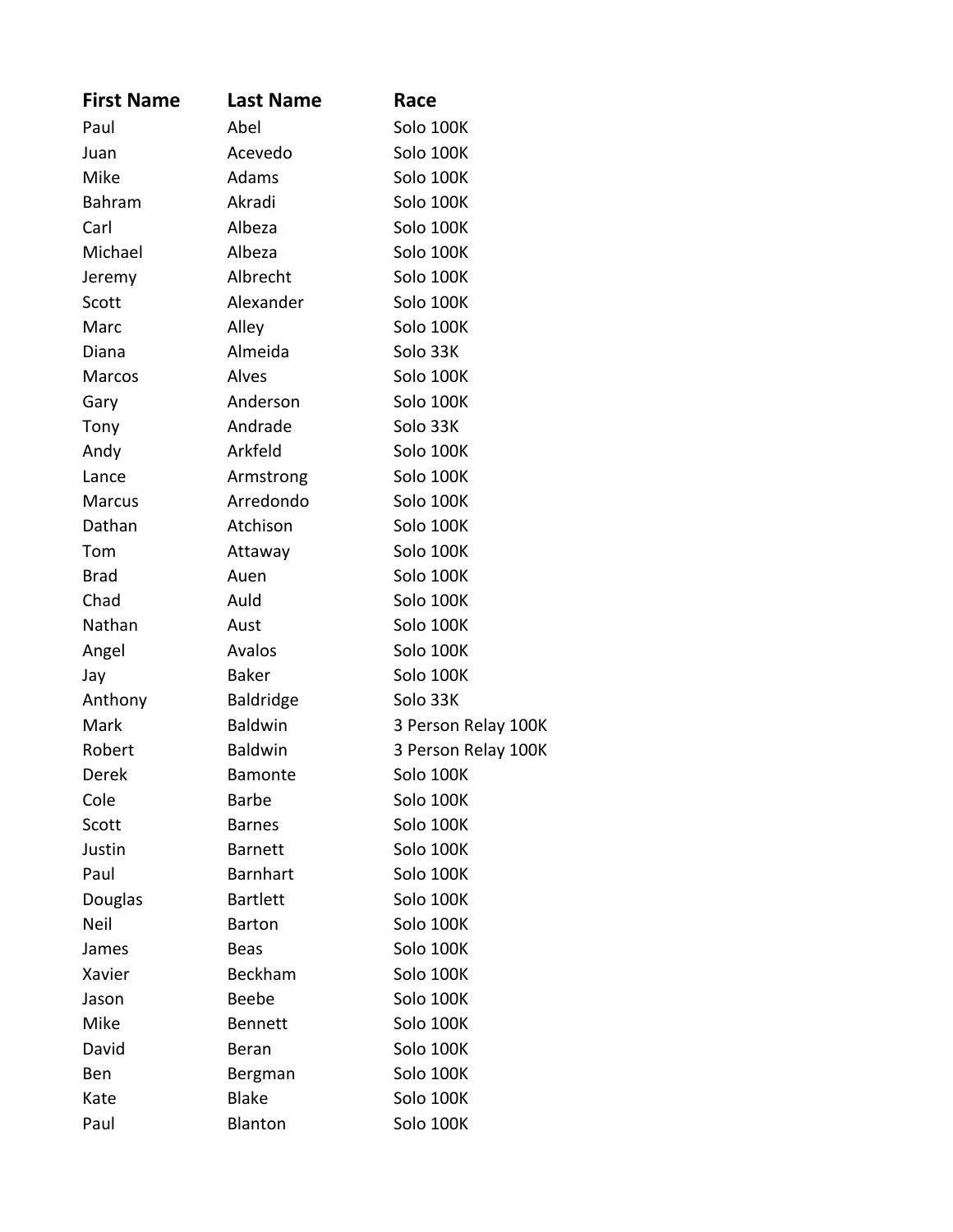| First Name | Last Name | Race |
| --- | --- | --- |
| Paul | Abel | Solo 100K |
| Juan | Acevedo | Solo 100K |
| Mike | Adams | Solo 100K |
| Bahram | Akradi | Solo 100K |
| Carl | Albeza | Solo 100K |
| Michael | Albeza | Solo 100K |
| Jeremy | Albrecht | Solo 100K |
| Scott | Alexander | Solo 100K |
| Marc | Alley | Solo 100K |
| Diana | Almeida | Solo 33K |
| Marcos | Alves | Solo 100K |
| Gary | Anderson | Solo 100K |
| Tony | Andrade | Solo 33K |
| Andy | Arkfeld | Solo 100K |
| Lance | Armstrong | Solo 100K |
| Marcus | Arredondo | Solo 100K |
| Dathan | Atchison | Solo 100K |
| Tom | Attaway | Solo 100K |
| Brad | Auen | Solo 100K |
| Chad | Auld | Solo 100K |
| Nathan | Aust | Solo 100K |
| Angel | Avalos | Solo 100K |
| Jay | Baker | Solo 100K |
| Anthony | Baldridge | Solo 33K |
| Mark | Baldwin | 3 Person Relay 100K |
| Robert | Baldwin | 3 Person Relay 100K |
| Derek | Bamonte | Solo 100K |
| Cole | Barbe | Solo 100K |
| Scott | Barnes | Solo 100K |
| Justin | Barnett | Solo 100K |
| Paul | Barnhart | Solo 100K |
| Douglas | Bartlett | Solo 100K |
| Neil | Barton | Solo 100K |
| James | Beas | Solo 100K |
| Xavier | Beckham | Solo 100K |
| Jason | Beebe | Solo 100K |
| Mike | Bennett | Solo 100K |
| David | Beran | Solo 100K |
| Ben | Bergman | Solo 100K |
| Kate | Blake | Solo 100K |
| Paul | Blanton | Solo 100K |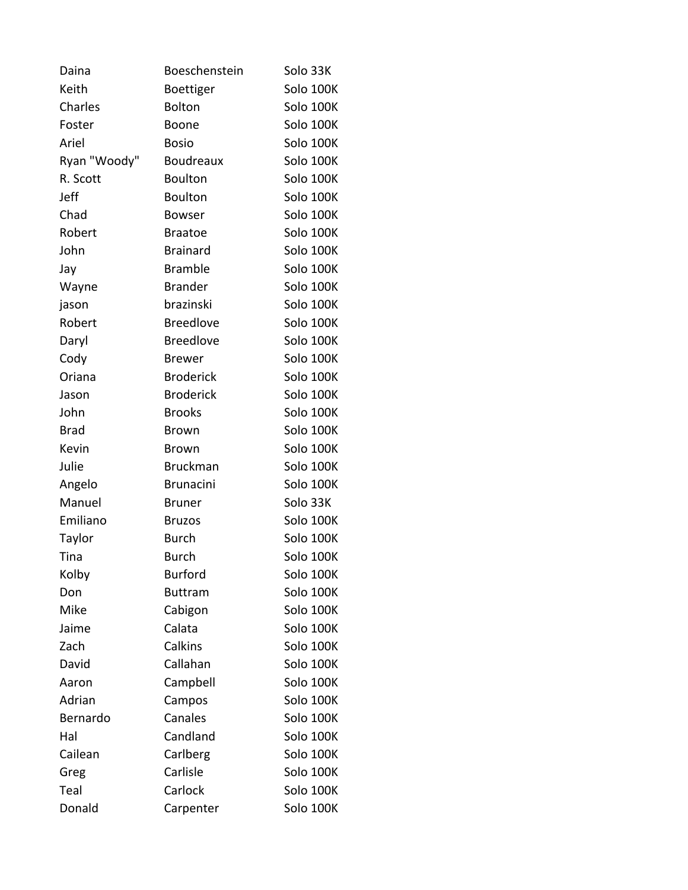| | | |
|---|---|---|
| Daina | Boeschenstein | Solo 33K |
| Keith | Boettiger | Solo 100K |
| Charles | Bolton | Solo 100K |
| Foster | Boone | Solo 100K |
| Ariel | Bosio | Solo 100K |
| Ryan "Woody" | Boudreaux | Solo 100K |
| R. Scott | Boulton | Solo 100K |
| Jeff | Boulton | Solo 100K |
| Chad | Bowser | Solo 100K |
| Robert | Braatoe | Solo 100K |
| John | Brainard | Solo 100K |
| Jay | Bramble | Solo 100K |
| Wayne | Brander | Solo 100K |
| jason | brazinski | Solo 100K |
| Robert | Breedlove | Solo 100K |
| Daryl | Breedlove | Solo 100K |
| Cody | Brewer | Solo 100K |
| Oriana | Broderick | Solo 100K |
| Jason | Broderick | Solo 100K |
| John | Brooks | Solo 100K |
| Brad | Brown | Solo 100K |
| Kevin | Brown | Solo 100K |
| Julie | Bruckman | Solo 100K |
| Angelo | Brunacini | Solo 100K |
| Manuel | Bruner | Solo 33K |
| Emiliano | Bruzos | Solo 100K |
| Taylor | Burch | Solo 100K |
| Tina | Burch | Solo 100K |
| Kolby | Burford | Solo 100K |
| Don | Buttram | Solo 100K |
| Mike | Cabigon | Solo 100K |
| Jaime | Calata | Solo 100K |
| Zach | Calkins | Solo 100K |
| David | Callahan | Solo 100K |
| Aaron | Campbell | Solo 100K |
| Adrian | Campos | Solo 100K |
| Bernardo | Canales | Solo 100K |
| Hal | Candland | Solo 100K |
| Cailean | Carlberg | Solo 100K |
| Greg | Carlisle | Solo 100K |
| Teal | Carlock | Solo 100K |
| Donald | Carpenter | Solo 100K |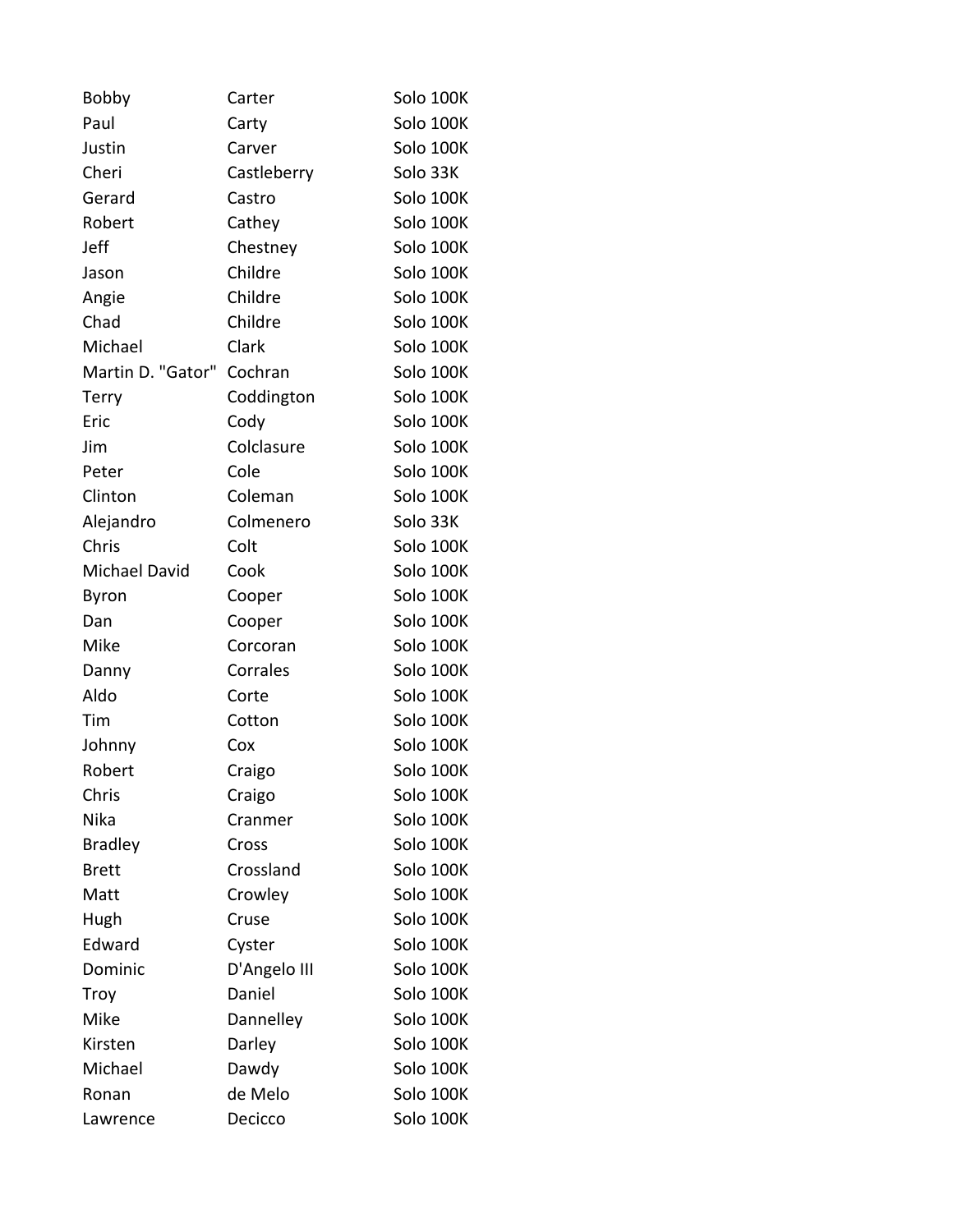| | | |
|---|---|---|
| Bobby | Carter | Solo 100K |
| Paul | Carty | Solo 100K |
| Justin | Carver | Solo 100K |
| Cheri | Castleberry | Solo 33K |
| Gerard | Castro | Solo 100K |
| Robert | Cathey | Solo 100K |
| Jeff | Chestney | Solo 100K |
| Jason | Childre | Solo 100K |
| Angie | Childre | Solo 100K |
| Chad | Childre | Solo 100K |
| Michael | Clark | Solo 100K |
| Martin D. "Gator" | Cochran | Solo 100K |
| Terry | Coddington | Solo 100K |
| Eric | Cody | Solo 100K |
| Jim | Colclasure | Solo 100K |
| Peter | Cole | Solo 100K |
| Clinton | Coleman | Solo 100K |
| Alejandro | Colmenero | Solo 33K |
| Chris | Colt | Solo 100K |
| Michael David | Cook | Solo 100K |
| Byron | Cooper | Solo 100K |
| Dan | Cooper | Solo 100K |
| Mike | Corcoran | Solo 100K |
| Danny | Corrales | Solo 100K |
| Aldo | Corte | Solo 100K |
| Tim | Cotton | Solo 100K |
| Johnny | Cox | Solo 100K |
| Robert | Craigo | Solo 100K |
| Chris | Craigo | Solo 100K |
| Nika | Cranmer | Solo 100K |
| Bradley | Cross | Solo 100K |
| Brett | Crossland | Solo 100K |
| Matt | Crowley | Solo 100K |
| Hugh | Cruse | Solo 100K |
| Edward | Cyster | Solo 100K |
| Dominic | D'Angelo III | Solo 100K |
| Troy | Daniel | Solo 100K |
| Mike | Dannelley | Solo 100K |
| Kirsten | Darley | Solo 100K |
| Michael | Dawdy | Solo 100K |
| Ronan | de Melo | Solo 100K |
| Lawrence | Decicco | Solo 100K |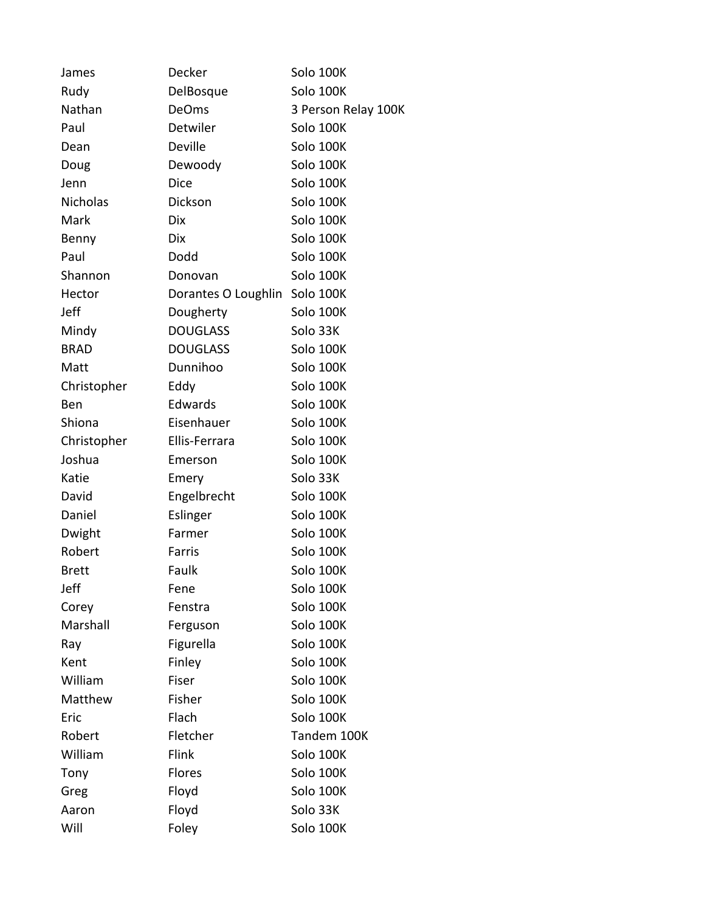| James | Decker | Solo 100K |
|---|---|---|
| Rudy | DelBosque | Solo 100K |
| Nathan | DeOms | 3 Person Relay 100K |
| Paul | Detwiler | Solo 100K |
| Dean | Deville | Solo 100K |
| Doug | Dewoody | Solo 100K |
| Jenn | Dice | Solo 100K |
| Nicholas | Dickson | Solo 100K |
| Mark | Dix | Solo 100K |
| Benny | Dix | Solo 100K |
| Paul | Dodd | Solo 100K |
| Shannon | Donovan | Solo 100K |
| Hector | Dorantes O Loughlin | Solo 100K |
| Jeff | Dougherty | Solo 100K |
| Mindy | DOUGLASS | Solo 33K |
| BRAD | DOUGLASS | Solo 100K |
| Matt | Dunnihoo | Solo 100K |
| Christopher | Eddy | Solo 100K |
| Ben | Edwards | Solo 100K |
| Shiona | Eisenhauer | Solo 100K |
| Christopher | Ellis-Ferrara | Solo 100K |
| Joshua | Emerson | Solo 100K |
| Katie | Emery | Solo 33K |
| David | Engelbrecht | Solo 100K |
| Daniel | Eslinger | Solo 100K |
| Dwight | Farmer | Solo 100K |
| Robert | Farris | Solo 100K |
| Brett | Faulk | Solo 100K |
| Jeff | Fene | Solo 100K |
| Corey | Fenstra | Solo 100K |
| Marshall | Ferguson | Solo 100K |
| Ray | Figurella | Solo 100K |
| Kent | Finley | Solo 100K |
| William | Fiser | Solo 100K |
| Matthew | Fisher | Solo 100K |
| Eric | Flach | Solo 100K |
| Robert | Fletcher | Tandem 100K |
| William | Flink | Solo 100K |
| Tony | Flores | Solo 100K |
| Greg | Floyd | Solo 100K |
| Aaron | Floyd | Solo 33K |
| Will | Foley | Solo 100K |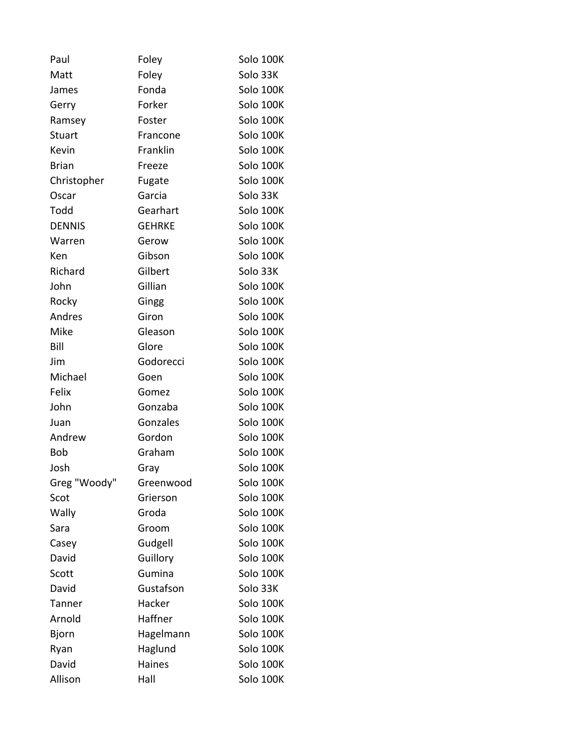| Paul | Foley | Solo 100K |
|---|---|---|
| Matt | Foley | Solo 33K |
| James | Fonda | Solo 100K |
| Gerry | Forker | Solo 100K |
| Ramsey | Foster | Solo 100K |
| Stuart | Francone | Solo 100K |
| Kevin | Franklin | Solo 100K |
| Brian | Freeze | Solo 100K |
| Christopher | Fugate | Solo 100K |
| Oscar | Garcia | Solo 33K |
| Todd | Gearhart | Solo 100K |
| DENNIS | GEHRKE | Solo 100K |
| Warren | Gerow | Solo 100K |
| Ken | Gibson | Solo 100K |
| Richard | Gilbert | Solo 33K |
| John | Gillian | Solo 100K |
| Rocky | Gingg | Solo 100K |
| Andres | Giron | Solo 100K |
| Mike | Gleason | Solo 100K |
| Bill | Glore | Solo 100K |
| Jim | Godorecci | Solo 100K |
| Michael | Goen | Solo 100K |
| Felix | Gomez | Solo 100K |
| John | Gonzaba | Solo 100K |
| Juan | Gonzales | Solo 100K |
| Andrew | Gordon | Solo 100K |
| Bob | Graham | Solo 100K |
| Josh | Gray | Solo 100K |
| Greg "Woody" | Greenwood | Solo 100K |
| Scot | Grierson | Solo 100K |
| Wally | Groda | Solo 100K |
| Sara | Groom | Solo 100K |
| Casey | Gudgell | Solo 100K |
| David | Guillory | Solo 100K |
| Scott | Gumina | Solo 100K |
| David | Gustafson | Solo 33K |
| Tanner | Hacker | Solo 100K |
| Arnold | Haffner | Solo 100K |
| Bjorn | Hagelmann | Solo 100K |
| Ryan | Haglund | Solo 100K |
| David | Haines | Solo 100K |
| Allison | Hall | Solo 100K |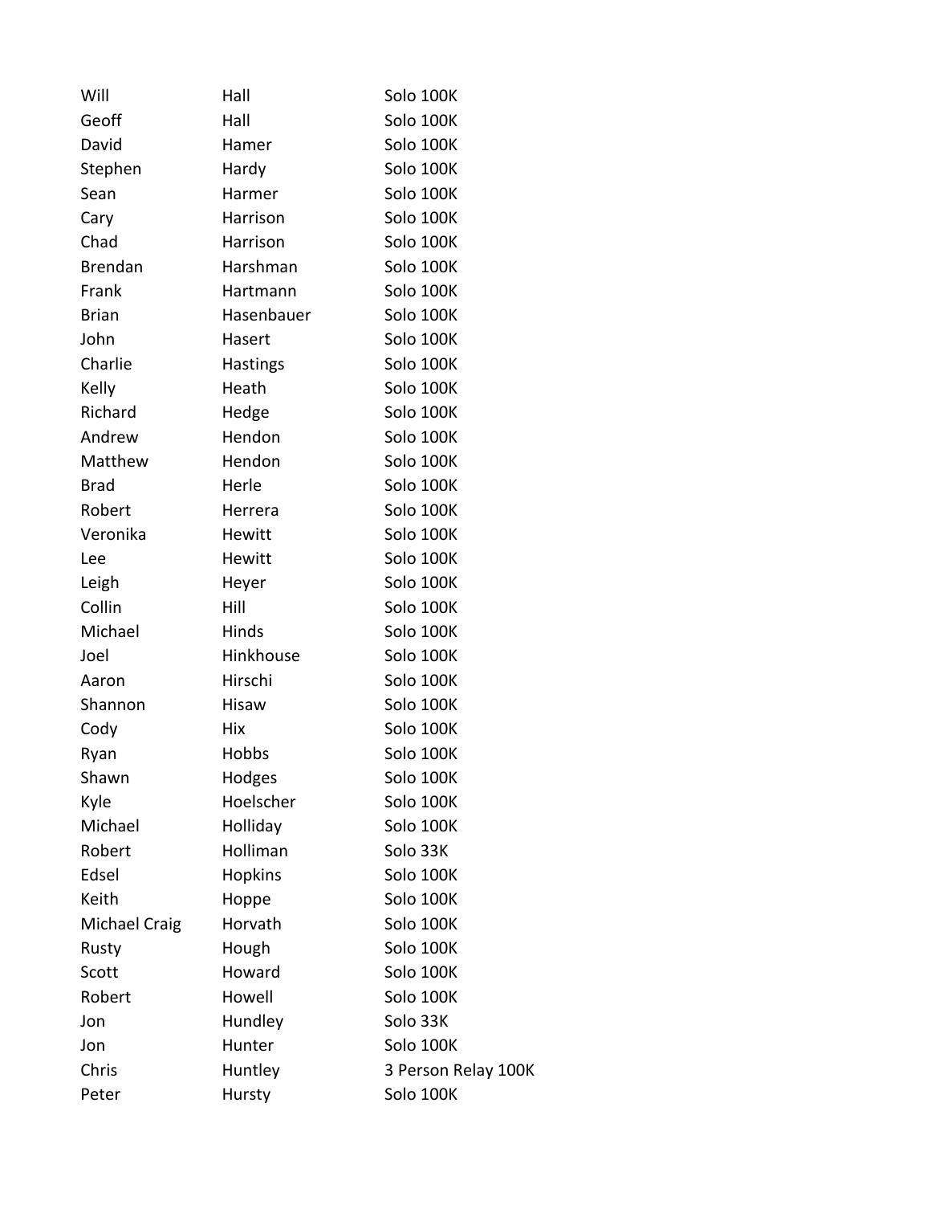| | | |
|---|---|---|
| Will | Hall | Solo 100K |
| Geoff | Hall | Solo 100K |
| David | Hamer | Solo 100K |
| Stephen | Hardy | Solo 100K |
| Sean | Harmer | Solo 100K |
| Cary | Harrison | Solo 100K |
| Chad | Harrison | Solo 100K |
| Brendan | Harshman | Solo 100K |
| Frank | Hartmann | Solo 100K |
| Brian | Hasenbauer | Solo 100K |
| John | Hasert | Solo 100K |
| Charlie | Hastings | Solo 100K |
| Kelly | Heath | Solo 100K |
| Richard | Hedge | Solo 100K |
| Andrew | Hendon | Solo 100K |
| Matthew | Hendon | Solo 100K |
| Brad | Herle | Solo 100K |
| Robert | Herrera | Solo 100K |
| Veronika | Hewitt | Solo 100K |
| Lee | Hewitt | Solo 100K |
| Leigh | Heyer | Solo 100K |
| Collin | Hill | Solo 100K |
| Michael | Hinds | Solo 100K |
| Joel | Hinkhouse | Solo 100K |
| Aaron | Hirschi | Solo 100K |
| Shannon | Hisaw | Solo 100K |
| Cody | Hix | Solo 100K |
| Ryan | Hobbs | Solo 100K |
| Shawn | Hodges | Solo 100K |
| Kyle | Hoelscher | Solo 100K |
| Michael | Holliday | Solo 100K |
| Robert | Holliman | Solo 33K |
| Edsel | Hopkins | Solo 100K |
| Keith | Hoppe | Solo 100K |
| Michael Craig | Horvath | Solo 100K |
| Rusty | Hough | Solo 100K |
| Scott | Howard | Solo 100K |
| Robert | Howell | Solo 100K |
| Jon | Hundley | Solo 33K |
| Jon | Hunter | Solo 100K |
| Chris | Huntley | 3 Person Relay 100K |
| Peter | Hursty | Solo 100K |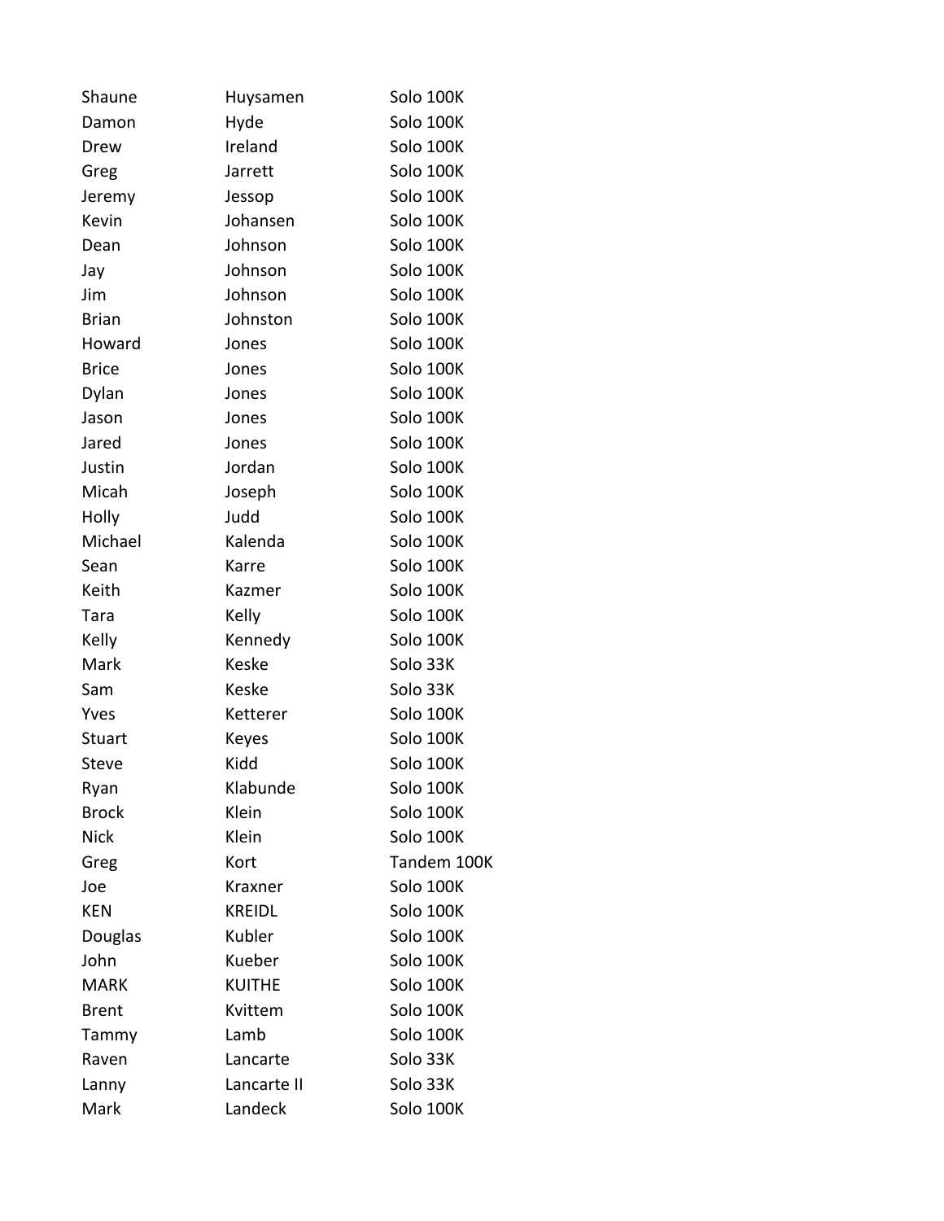| | | |
|---|---|---|
| Shaune | Huysamen | Solo 100K |
| Damon | Hyde | Solo 100K |
| Drew | Ireland | Solo 100K |
| Greg | Jarrett | Solo 100K |
| Jeremy | Jessop | Solo 100K |
| Kevin | Johansen | Solo 100K |
| Dean | Johnson | Solo 100K |
| Jay | Johnson | Solo 100K |
| Jim | Johnson | Solo 100K |
| Brian | Johnston | Solo 100K |
| Howard | Jones | Solo 100K |
| Brice | Jones | Solo 100K |
| Dylan | Jones | Solo 100K |
| Jason | Jones | Solo 100K |
| Jared | Jones | Solo 100K |
| Justin | Jordan | Solo 100K |
| Micah | Joseph | Solo 100K |
| Holly | Judd | Solo 100K |
| Michael | Kalenda | Solo 100K |
| Sean | Karre | Solo 100K |
| Keith | Kazmer | Solo 100K |
| Tara | Kelly | Solo 100K |
| Kelly | Kennedy | Solo 100K |
| Mark | Keske | Solo 33K |
| Sam | Keske | Solo 33K |
| Yves | Ketterer | Solo 100K |
| Stuart | Keyes | Solo 100K |
| Steve | Kidd | Solo 100K |
| Ryan | Klabunde | Solo 100K |
| Brock | Klein | Solo 100K |
| Nick | Klein | Solo 100K |
| Greg | Kort | Tandem 100K |
| Joe | Kraxner | Solo 100K |
| KEN | KREIDL | Solo 100K |
| Douglas | Kubler | Solo 100K |
| John | Kueber | Solo 100K |
| MARK | KUITHE | Solo 100K |
| Brent | Kvittem | Solo 100K |
| Tammy | Lamb | Solo 100K |
| Raven | Lancarte | Solo 33K |
| Lanny | Lancarte II | Solo 33K |
| Mark | Landeck | Solo 100K |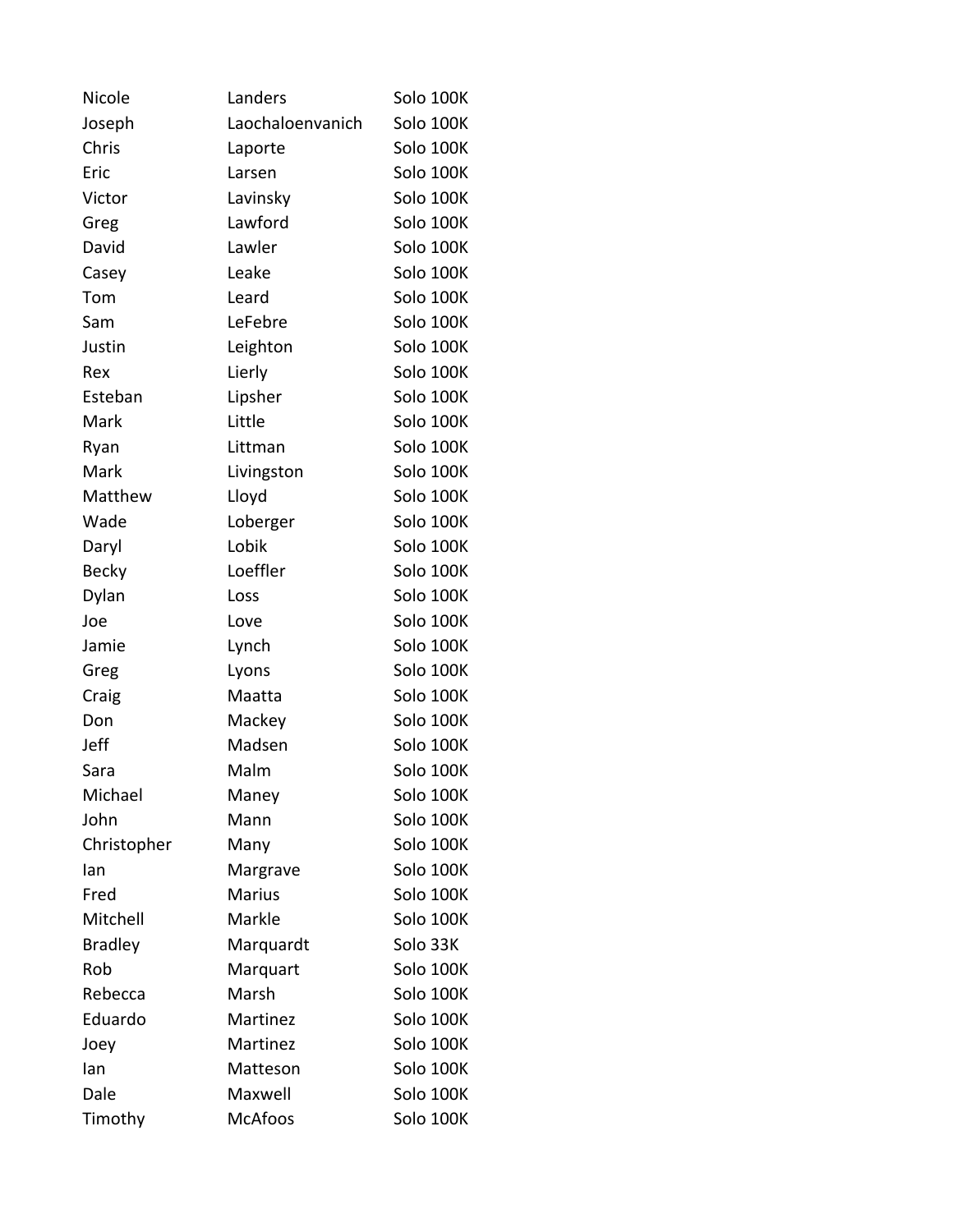| | | |
|---|---|---|
| Nicole | Landers | Solo 100K |
| Joseph | Laochaloenvanich | Solo 100K |
| Chris | Laporte | Solo 100K |
| Eric | Larsen | Solo 100K |
| Victor | Lavinsky | Solo 100K |
| Greg | Lawford | Solo 100K |
| David | Lawler | Solo 100K |
| Casey | Leake | Solo 100K |
| Tom | Leard | Solo 100K |
| Sam | LeFebre | Solo 100K |
| Justin | Leighton | Solo 100K |
| Rex | Lierly | Solo 100K |
| Esteban | Lipsher | Solo 100K |
| Mark | Little | Solo 100K |
| Ryan | Littman | Solo 100K |
| Mark | Livingston | Solo 100K |
| Matthew | Lloyd | Solo 100K |
| Wade | Loberger | Solo 100K |
| Daryl | Lobik | Solo 100K |
| Becky | Loeffler | Solo 100K |
| Dylan | Loss | Solo 100K |
| Joe | Love | Solo 100K |
| Jamie | Lynch | Solo 100K |
| Greg | Lyons | Solo 100K |
| Craig | Maatta | Solo 100K |
| Don | Mackey | Solo 100K |
| Jeff | Madsen | Solo 100K |
| Sara | Malm | Solo 100K |
| Michael | Maney | Solo 100K |
| John | Mann | Solo 100K |
| Christopher | Many | Solo 100K |
| Ian | Margrave | Solo 100K |
| Fred | Marius | Solo 100K |
| Mitchell | Markle | Solo 100K |
| Bradley | Marquardt | Solo 33K |
| Rob | Marquart | Solo 100K |
| Rebecca | Marsh | Solo 100K |
| Eduardo | Martinez | Solo 100K |
| Joey | Martinez | Solo 100K |
| Ian | Matteson | Solo 100K |
| Dale | Maxwell | Solo 100K |
| Timothy | McAfoos | Solo 100K |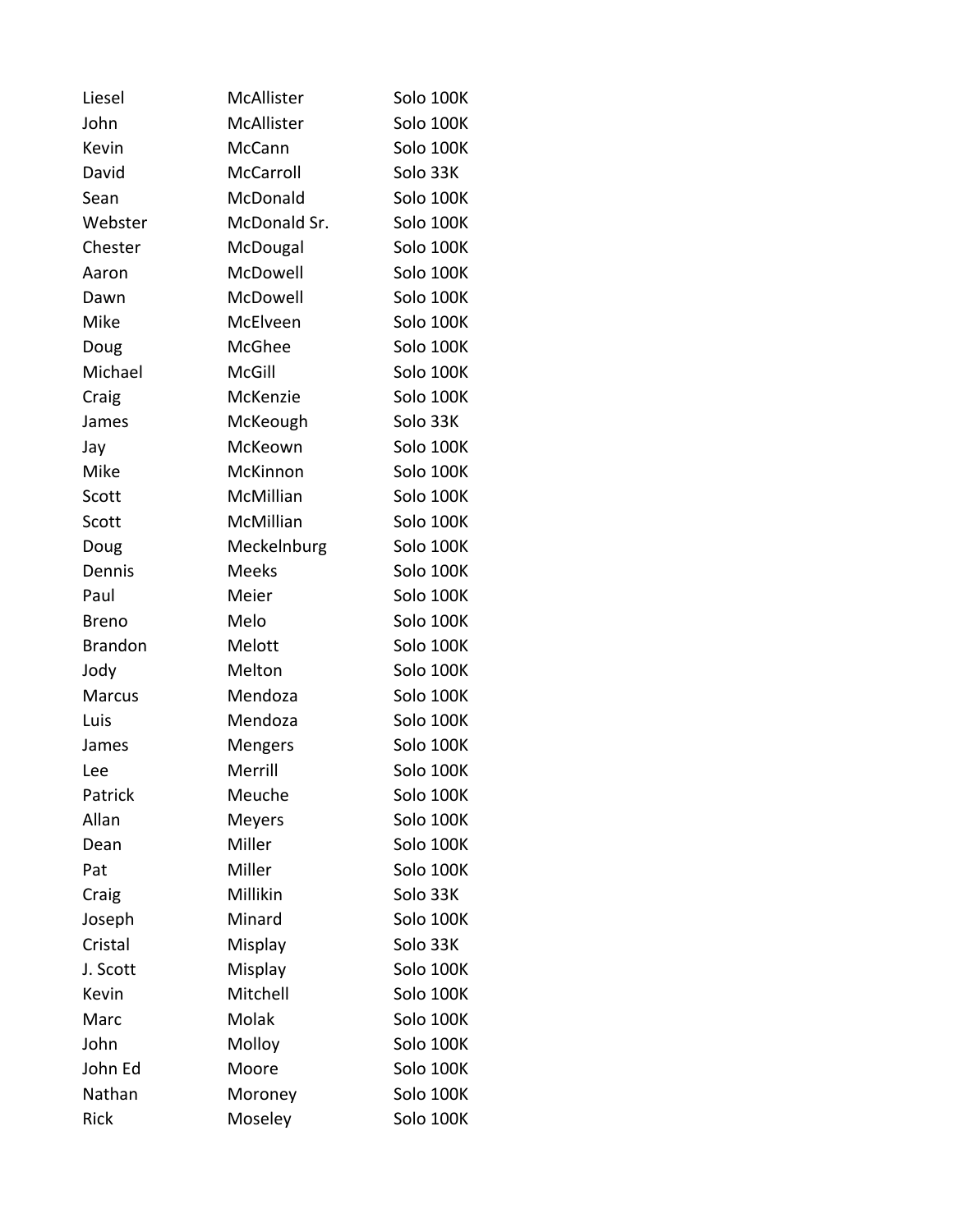| | | |
|---|---|---|
| Liesel | McAllister | Solo 100K |
| John | McAllister | Solo 100K |
| Kevin | McCann | Solo 100K |
| David | McCarroll | Solo 33K |
| Sean | McDonald | Solo 100K |
| Webster | McDonald Sr. | Solo 100K |
| Chester | McDougal | Solo 100K |
| Aaron | McDowell | Solo 100K |
| Dawn | McDowell | Solo 100K |
| Mike | McElveen | Solo 100K |
| Doug | McGhee | Solo 100K |
| Michael | McGill | Solo 100K |
| Craig | McKenzie | Solo 100K |
| James | McKeough | Solo 33K |
| Jay | McKeown | Solo 100K |
| Mike | McKinnon | Solo 100K |
| Scott | McMillian | Solo 100K |
| Scott | McMillian | Solo 100K |
| Doug | Meckelnburg | Solo 100K |
| Dennis | Meeks | Solo 100K |
| Paul | Meier | Solo 100K |
| Breno | Melo | Solo 100K |
| Brandon | Melott | Solo 100K |
| Jody | Melton | Solo 100K |
| Marcus | Mendoza | Solo 100K |
| Luis | Mendoza | Solo 100K |
| James | Mengers | Solo 100K |
| Lee | Merrill | Solo 100K |
| Patrick | Meuche | Solo 100K |
| Allan | Meyers | Solo 100K |
| Dean | Miller | Solo 100K |
| Pat | Miller | Solo 100K |
| Craig | Millikin | Solo 33K |
| Joseph | Minard | Solo 100K |
| Cristal | Misplay | Solo 33K |
| J. Scott | Misplay | Solo 100K |
| Kevin | Mitchell | Solo 100K |
| Marc | Molak | Solo 100K |
| John | Molloy | Solo 100K |
| John Ed | Moore | Solo 100K |
| Nathan | Moroney | Solo 100K |
| Rick | Moseley | Solo 100K |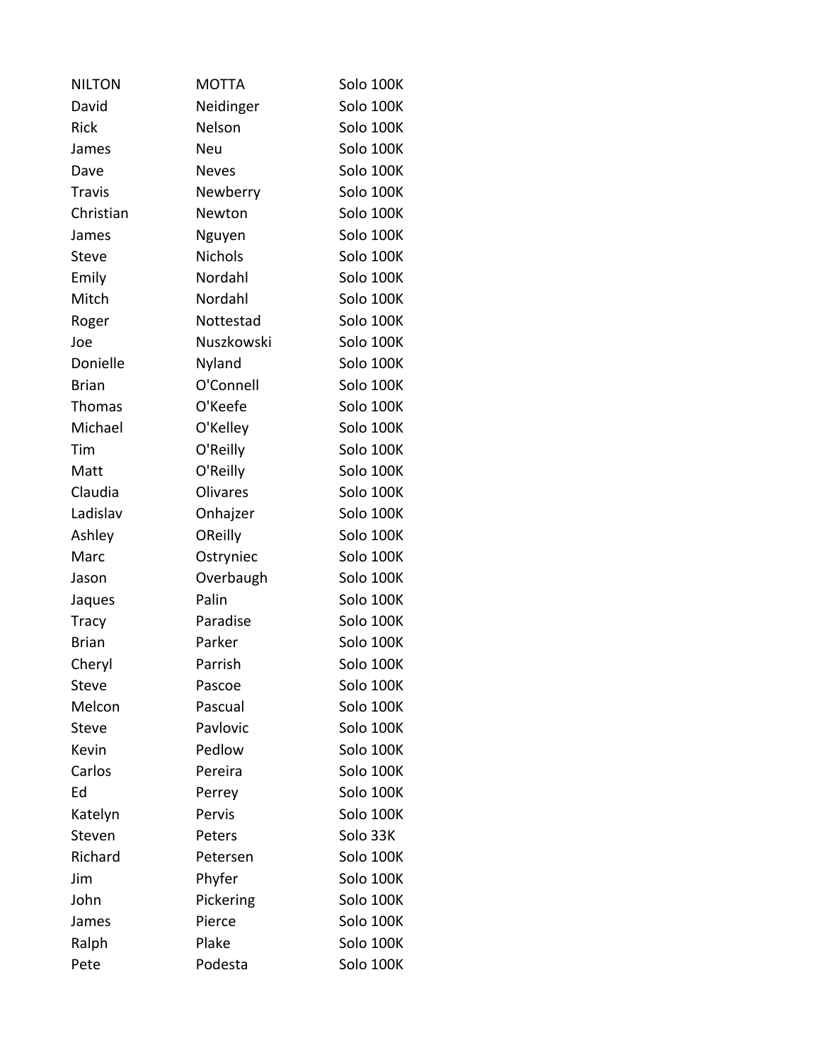| | | |
|---|---|---|
| NILTON | MOTTA | Solo 100K |
| David | Neidinger | Solo 100K |
| Rick | Nelson | Solo 100K |
| James | Neu | Solo 100K |
| Dave | Neves | Solo 100K |
| Travis | Newberry | Solo 100K |
| Christian | Newton | Solo 100K |
| James | Nguyen | Solo 100K |
| Steve | Nichols | Solo 100K |
| Emily | Nordahl | Solo 100K |
| Mitch | Nordahl | Solo 100K |
| Roger | Nottestad | Solo 100K |
| Joe | Nuszkowski | Solo 100K |
| Donielle | Nyland | Solo 100K |
| Brian | O'Connell | Solo 100K |
| Thomas | O'Keefe | Solo 100K |
| Michael | O'Kelley | Solo 100K |
| Tim | O'Reilly | Solo 100K |
| Matt | O'Reilly | Solo 100K |
| Claudia | Olivares | Solo 100K |
| Ladislav | Onhajzer | Solo 100K |
| Ashley | OReilly | Solo 100K |
| Marc | Ostryniec | Solo 100K |
| Jason | Overbaugh | Solo 100K |
| Jaques | Palin | Solo 100K |
| Tracy | Paradise | Solo 100K |
| Brian | Parker | Solo 100K |
| Cheryl | Parrish | Solo 100K |
| Steve | Pascoe | Solo 100K |
| Melcon | Pascual | Solo 100K |
| Steve | Pavlovic | Solo 100K |
| Kevin | Pedlow | Solo 100K |
| Carlos | Pereira | Solo 100K |
| Ed | Perrey | Solo 100K |
| Katelyn | Pervis | Solo 100K |
| Steven | Peters | Solo 33K |
| Richard | Petersen | Solo 100K |
| Jim | Phyfer | Solo 100K |
| John | Pickering | Solo 100K |
| James | Pierce | Solo 100K |
| Ralph | Plake | Solo 100K |
| Pete | Podesta | Solo 100K |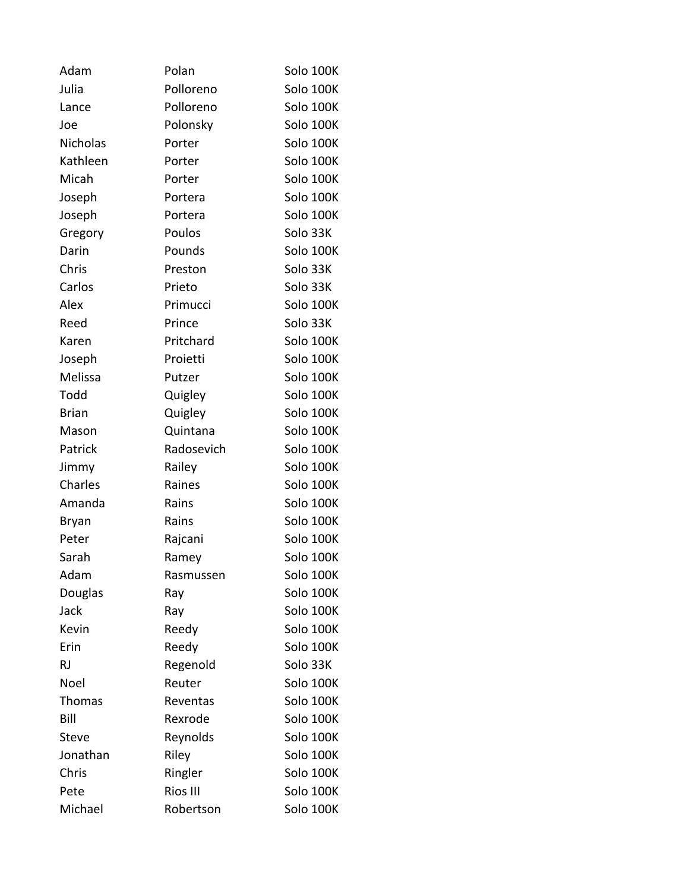| | | |
|---|---|---|
| Adam | Polan | Solo 100K |
| Julia | Polloreno | Solo 100K |
| Lance | Polloreno | Solo 100K |
| Joe | Polonsky | Solo 100K |
| Nicholas | Porter | Solo 100K |
| Kathleen | Porter | Solo 100K |
| Micah | Porter | Solo 100K |
| Joseph | Portera | Solo 100K |
| Joseph | Portera | Solo 100K |
| Gregory | Poulos | Solo 33K |
| Darin | Pounds | Solo 100K |
| Chris | Preston | Solo 33K |
| Carlos | Prieto | Solo 33K |
| Alex | Primucci | Solo 100K |
| Reed | Prince | Solo 33K |
| Karen | Pritchard | Solo 100K |
| Joseph | Proietti | Solo 100K |
| Melissa | Putzer | Solo 100K |
| Todd | Quigley | Solo 100K |
| Brian | Quigley | Solo 100K |
| Mason | Quintana | Solo 100K |
| Patrick | Radosevich | Solo 100K |
| Jimmy | Railey | Solo 100K |
| Charles | Raines | Solo 100K |
| Amanda | Rains | Solo 100K |
| Bryan | Rains | Solo 100K |
| Peter | Rajcani | Solo 100K |
| Sarah | Ramey | Solo 100K |
| Adam | Rasmussen | Solo 100K |
| Douglas | Ray | Solo 100K |
| Jack | Ray | Solo 100K |
| Kevin | Reedy | Solo 100K |
| Erin | Reedy | Solo 100K |
| RJ | Regenold | Solo 33K |
| Noel | Reuter | Solo 100K |
| Thomas | Reventas | Solo 100K |
| Bill | Rexrode | Solo 100K |
| Steve | Reynolds | Solo 100K |
| Jonathan | Riley | Solo 100K |
| Chris | Ringler | Solo 100K |
| Pete | Rios III | Solo 100K |
| Michael | Robertson | Solo 100K |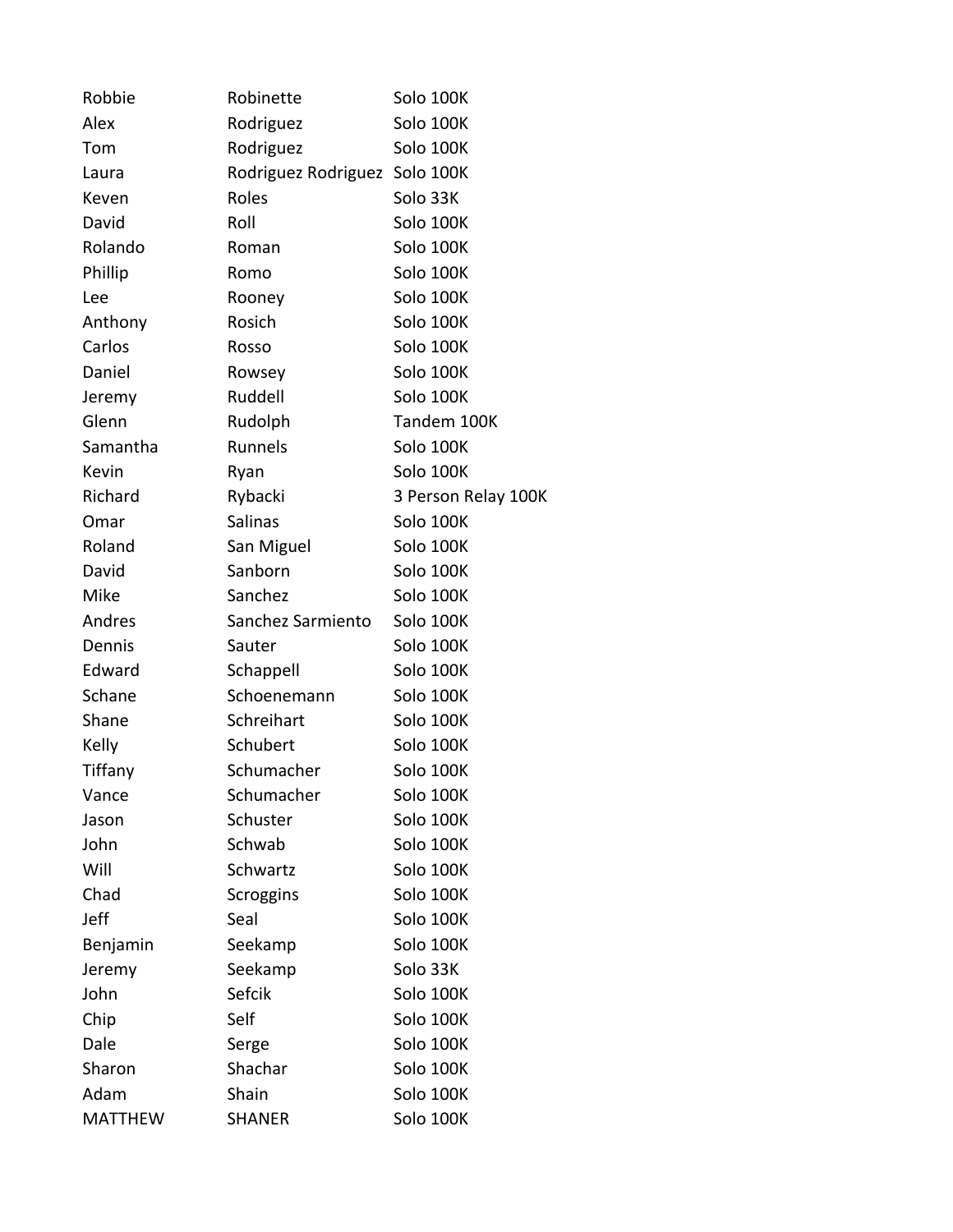| | | |
|---|---|---|
| Robbie | Robinette | Solo 100K |
| Alex | Rodriguez | Solo 100K |
| Tom | Rodriguez | Solo 100K |
| Laura | Rodriguez Rodriguez | Solo 100K |
| Keven | Roles | Solo 33K |
| David | Roll | Solo 100K |
| Rolando | Roman | Solo 100K |
| Phillip | Romo | Solo 100K |
| Lee | Rooney | Solo 100K |
| Anthony | Rosich | Solo 100K |
| Carlos | Rosso | Solo 100K |
| Daniel | Rowsey | Solo 100K |
| Jeremy | Ruddell | Solo 100K |
| Glenn | Rudolph | Tandem 100K |
| Samantha | Runnels | Solo 100K |
| Kevin | Ryan | Solo 100K |
| Richard | Rybacki | 3 Person Relay 100K |
| Omar | Salinas | Solo 100K |
| Roland | San Miguel | Solo 100K |
| David | Sanborn | Solo 100K |
| Mike | Sanchez | Solo 100K |
| Andres | Sanchez Sarmiento | Solo 100K |
| Dennis | Sauter | Solo 100K |
| Edward | Schappell | Solo 100K |
| Schane | Schoenemann | Solo 100K |
| Shane | Schreihart | Solo 100K |
| Kelly | Schubert | Solo 100K |
| Tiffany | Schumacher | Solo 100K |
| Vance | Schumacher | Solo 100K |
| Jason | Schuster | Solo 100K |
| John | Schwab | Solo 100K |
| Will | Schwartz | Solo 100K |
| Chad | Scroggins | Solo 100K |
| Jeff | Seal | Solo 100K |
| Benjamin | Seekamp | Solo 100K |
| Jeremy | Seekamp | Solo 33K |
| John | Sefcik | Solo 100K |
| Chip | Self | Solo 100K |
| Dale | Serge | Solo 100K |
| Sharon | Shachar | Solo 100K |
| Adam | Shain | Solo 100K |
| MATTHEW | SHANER | Solo 100K |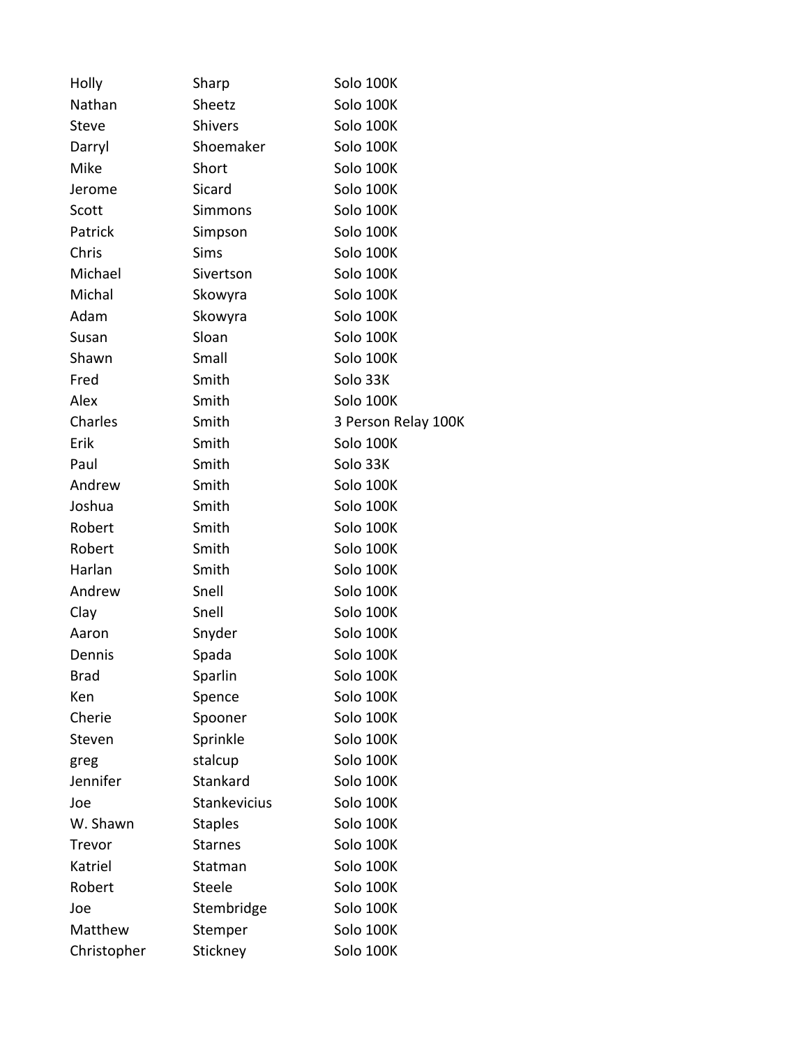| | | |
|---|---|---|
| Holly | Sharp | Solo 100K |
| Nathan | Sheetz | Solo 100K |
| Steve | Shivers | Solo 100K |
| Darryl | Shoemaker | Solo 100K |
| Mike | Short | Solo 100K |
| Jerome | Sicard | Solo 100K |
| Scott | Simmons | Solo 100K |
| Patrick | Simpson | Solo 100K |
| Chris | Sims | Solo 100K |
| Michael | Sivertson | Solo 100K |
| Michal | Skowyra | Solo 100K |
| Adam | Skowyra | Solo 100K |
| Susan | Sloan | Solo 100K |
| Shawn | Small | Solo 100K |
| Fred | Smith | Solo 33K |
| Alex | Smith | Solo 100K |
| Charles | Smith | 3 Person Relay 100K |
| Erik | Smith | Solo 100K |
| Paul | Smith | Solo 33K |
| Andrew | Smith | Solo 100K |
| Joshua | Smith | Solo 100K |
| Robert | Smith | Solo 100K |
| Robert | Smith | Solo 100K |
| Harlan | Smith | Solo 100K |
| Andrew | Snell | Solo 100K |
| Clay | Snell | Solo 100K |
| Aaron | Snyder | Solo 100K |
| Dennis | Spada | Solo 100K |
| Brad | Sparlin | Solo 100K |
| Ken | Spence | Solo 100K |
| Cherie | Spooner | Solo 100K |
| Steven | Sprinkle | Solo 100K |
| greg | stalcup | Solo 100K |
| Jennifer | Stankard | Solo 100K |
| Joe | Stankevicius | Solo 100K |
| W. Shawn | Staples | Solo 100K |
| Trevor | Starnes | Solo 100K |
| Katriel | Statman | Solo 100K |
| Robert | Steele | Solo 100K |
| Joe | Stembridge | Solo 100K |
| Matthew | Stemper | Solo 100K |
| Christopher | Stickney | Solo 100K |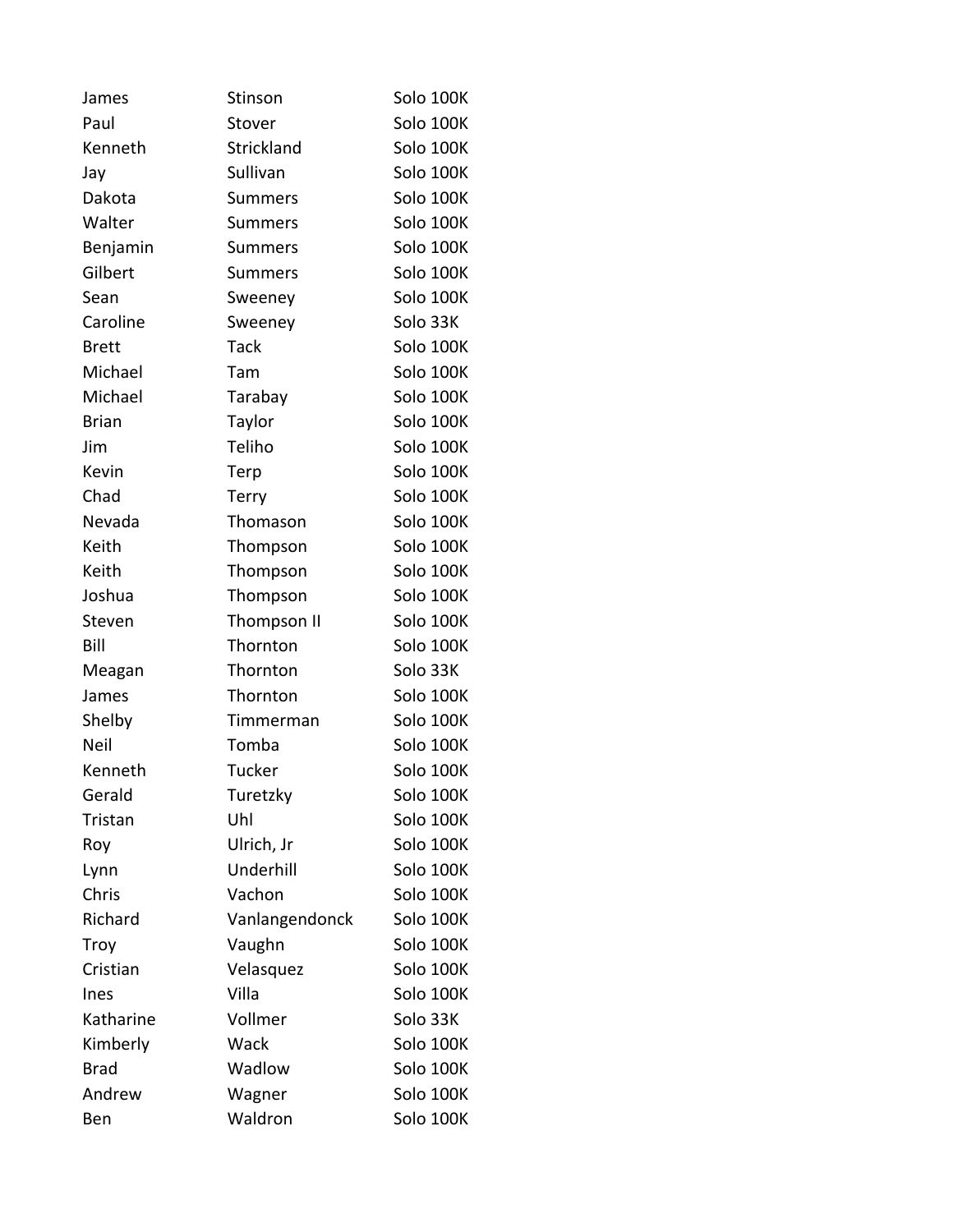| | | |
|---|---|---|
| James | Stinson | Solo 100K |
| Paul | Stover | Solo 100K |
| Kenneth | Strickland | Solo 100K |
| Jay | Sullivan | Solo 100K |
| Dakota | Summers | Solo 100K |
| Walter | Summers | Solo 100K |
| Benjamin | Summers | Solo 100K |
| Gilbert | Summers | Solo 100K |
| Sean | Sweeney | Solo 100K |
| Caroline | Sweeney | Solo 33K |
| Brett | Tack | Solo 100K |
| Michael | Tam | Solo 100K |
| Michael | Tarabay | Solo 100K |
| Brian | Taylor | Solo 100K |
| Jim | Teliho | Solo 100K |
| Kevin | Terp | Solo 100K |
| Chad | Terry | Solo 100K |
| Nevada | Thomason | Solo 100K |
| Keith | Thompson | Solo 100K |
| Keith | Thompson | Solo 100K |
| Joshua | Thompson | Solo 100K |
| Steven | Thompson II | Solo 100K |
| Bill | Thornton | Solo 100K |
| Meagan | Thornton | Solo 33K |
| James | Thornton | Solo 100K |
| Shelby | Timmerman | Solo 100K |
| Neil | Tomba | Solo 100K |
| Kenneth | Tucker | Solo 100K |
| Gerald | Turetzky | Solo 100K |
| Tristan | Uhl | Solo 100K |
| Roy | Ulrich, Jr | Solo 100K |
| Lynn | Underhill | Solo 100K |
| Chris | Vachon | Solo 100K |
| Richard | Vanlangendonck | Solo 100K |
| Troy | Vaughn | Solo 100K |
| Cristian | Velasquez | Solo 100K |
| Ines | Villa | Solo 100K |
| Katharine | Vollmer | Solo 33K |
| Kimberly | Wack | Solo 100K |
| Brad | Wadlow | Solo 100K |
| Andrew | Wagner | Solo 100K |
| Ben | Waldron | Solo 100K |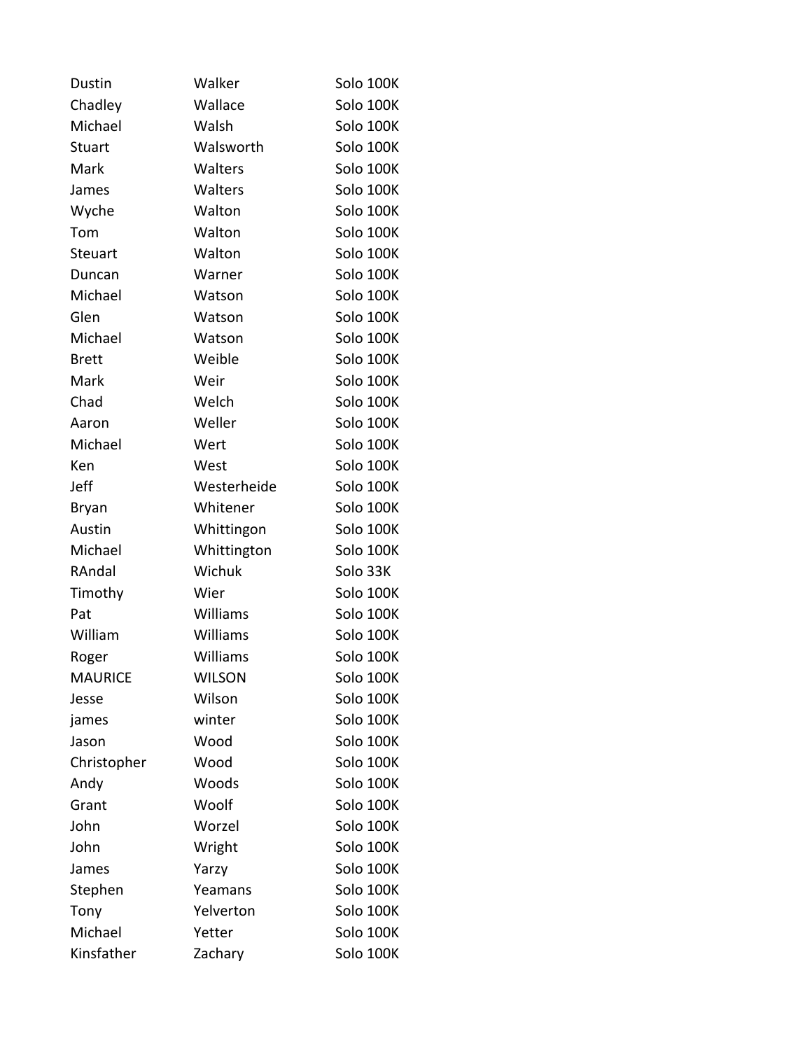| | | |
|---|---|---|
| Dustin | Walker | Solo 100K |
| Chadley | Wallace | Solo 100K |
| Michael | Walsh | Solo 100K |
| Stuart | Walsworth | Solo 100K |
| Mark | Walters | Solo 100K |
| James | Walters | Solo 100K |
| Wyche | Walton | Solo 100K |
| Tom | Walton | Solo 100K |
| Steuart | Walton | Solo 100K |
| Duncan | Warner | Solo 100K |
| Michael | Watson | Solo 100K |
| Glen | Watson | Solo 100K |
| Michael | Watson | Solo 100K |
| Brett | Weible | Solo 100K |
| Mark | Weir | Solo 100K |
| Chad | Welch | Solo 100K |
| Aaron | Weller | Solo 100K |
| Michael | Wert | Solo 100K |
| Ken | West | Solo 100K |
| Jeff | Westerheide | Solo 100K |
| Bryan | Whitener | Solo 100K |
| Austin | Whittingon | Solo 100K |
| Michael | Whittington | Solo 100K |
| RAndal | Wichuk | Solo 33K |
| Timothy | Wier | Solo 100K |
| Pat | Williams | Solo 100K |
| William | Williams | Solo 100K |
| Roger | Williams | Solo 100K |
| MAURICE | WILSON | Solo 100K |
| Jesse | Wilson | Solo 100K |
| james | winter | Solo 100K |
| Jason | Wood | Solo 100K |
| Christopher | Wood | Solo 100K |
| Andy | Woods | Solo 100K |
| Grant | Woolf | Solo 100K |
| John | Worzel | Solo 100K |
| John | Wright | Solo 100K |
| James | Yarzy | Solo 100K |
| Stephen | Yeamans | Solo 100K |
| Tony | Yelverton | Solo 100K |
| Michael | Yetter | Solo 100K |
| Kinsfather | Zachary | Solo 100K |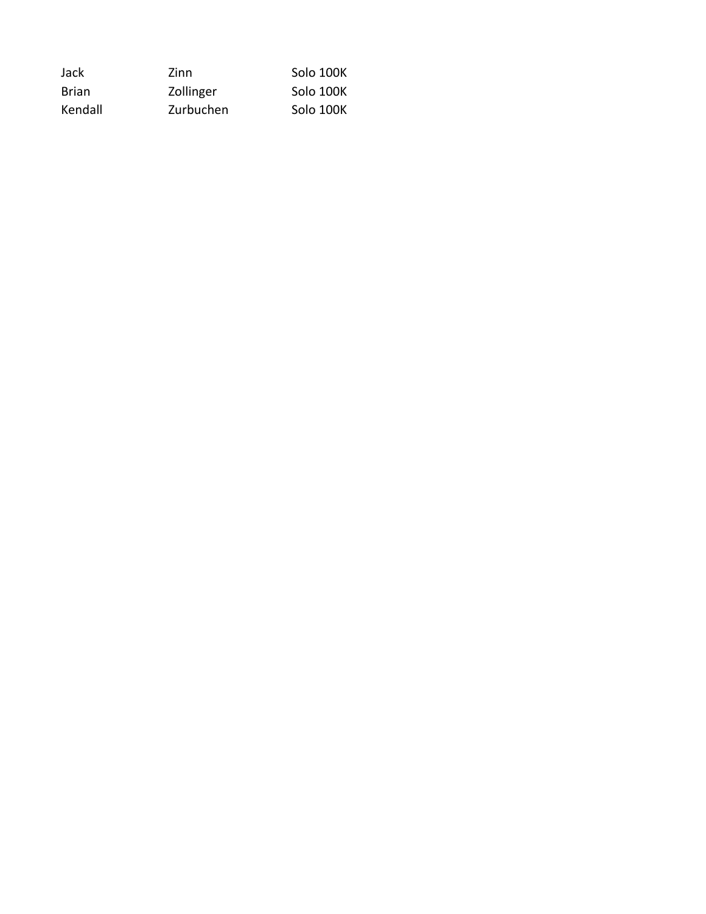| | | |
|---|---|---|
| Jack | Zinn | Solo 100K |
| Brian | Zollinger | Solo 100K |
| Kendall | Zurbuchen | Solo 100K |